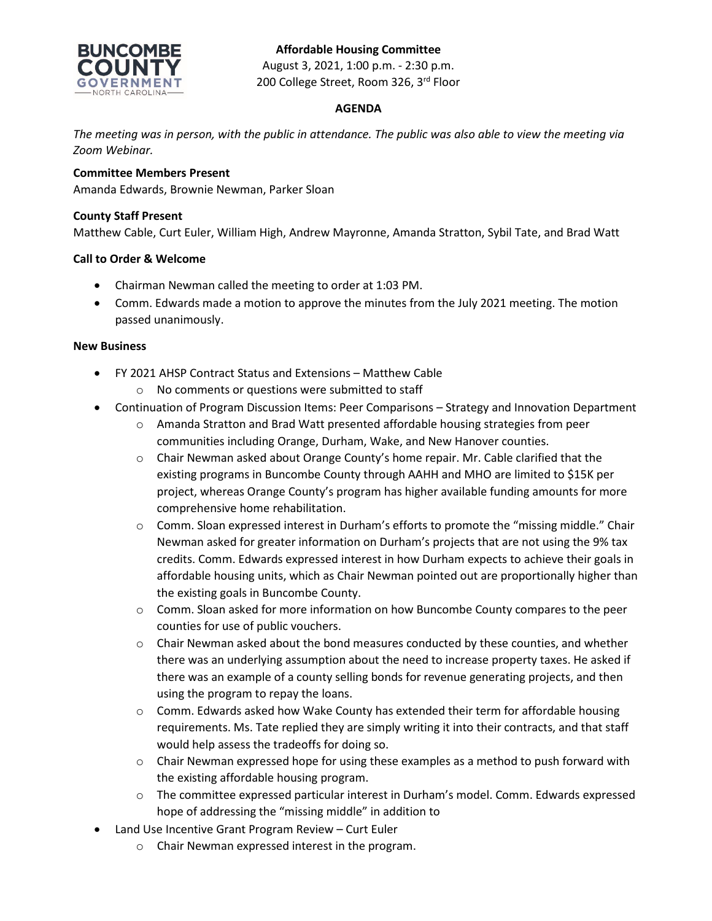**Affordable Housing Committee**

August 3, 2021, 1:00 p.m. - 2:30 p.m.

200 College Street, Room 326, 3rd Floor

**AGENDA**

*The meeting was in person, with the public in attendance. The public was also able to view the meeting via Zoom Webinar.*

**Committee Members Present**

Amanda Edwards, Brownie Newman, Parker Sloan

**County Staff Present**

Matthew Cable, Curt Euler, William High, Andrew Mayronne, Amanda Stratton, Sybil Tate, and Brad Watt

**Call to Order & Welcome**

- Chairman Newman called the meeting to order at 1:03 PM.
- Comm. Edwards made a motion to approve the minutes from the July 2021 meeting. The motion passed unanimously.

**New Business**

- FY 2021 AHSP Contract Status and Extensions – Matthew Cable
  - No comments or questions were submitted to staff
- Continuation of Program Discussion Items: Peer Comparisons – Strategy and Innovation Department
  - Amanda Stratton and Brad Watt presented affordable housing strategies from peer communities including Orange, Durham, Wake, and New Hanover counties.
  - Chair Newman asked about Orange County's home repair. Mr. Cable clarified that the existing programs in Buncombe County through AAHH and MHO are limited to $15K per project, whereas Orange County's program has higher available funding amounts for more comprehensive home rehabilitation.
  - Comm. Sloan expressed interest in Durham's efforts to promote the "missing middle." Chair Newman asked for greater information on Durham's projects that are not using the 9% tax credits. Comm. Edwards expressed interest in how Durham expects to achieve their goals in affordable housing units, which as Chair Newman pointed out are proportionally higher than the existing goals in Buncombe County.
  - Comm. Sloan asked for more information on how Buncombe County compares to the peer counties for use of public vouchers.
  - Chair Newman asked about the bond measures conducted by these counties, and whether there was an underlying assumption about the need to increase property taxes. He asked if there was an example of a county selling bonds for revenue generating projects, and then using the program to repay the loans.
  - Comm. Edwards asked how Wake County has extended their term for affordable housing requirements. Ms. Tate replied they are simply writing it into their contracts, and that staff would help assess the tradeoffs for doing so.
  - Chair Newman expressed hope for using these examples as a method to push forward with the existing affordable housing program.
  - The committee expressed particular interest in Durham's model. Comm. Edwards expressed hope of addressing the "missing middle" in addition to
- Land Use Incentive Grant Program Review – Curt Euler
  - Chair Newman expressed interest in the program.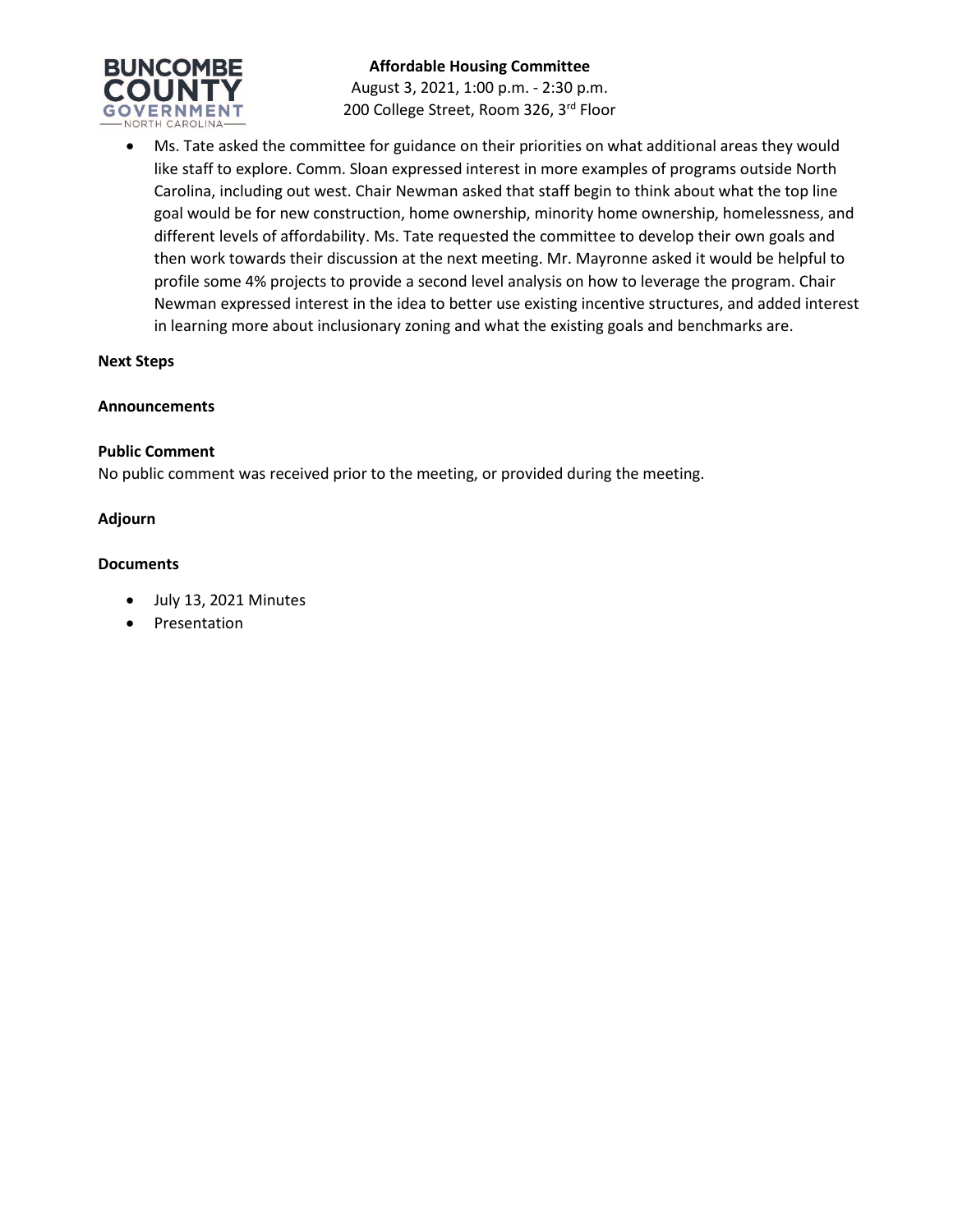- Ms. Tate asked the committee for guidance on their priorities on what additional areas they would like staff to explore. Comm. Sloan expressed interest in more examples of programs outside North Carolina, including out west. Chair Newman asked that staff begin to think about what the top line goal would be for new construction, home ownership, minority home ownership, homelessness, and different levels of affordability. Ms. Tate requested the committee to develop their own goals and then work towards their discussion at the next meeting. Mr. Mayronne asked it would be helpful to profile some 4% projects to provide a second level analysis on how to leverage the program. Chair Newman expressed interest in the idea to better use existing incentive structures, and added interest in learning more about inclusionary zoning and what the existing goals and benchmarks are.

**Next Steps**

**Announcements**

**Public Comment**

No public comment was received prior to the meeting, or provided during the meeting.

**Adjourn**

**Documents**

- July 13, 2021 Minutes
- Presentation